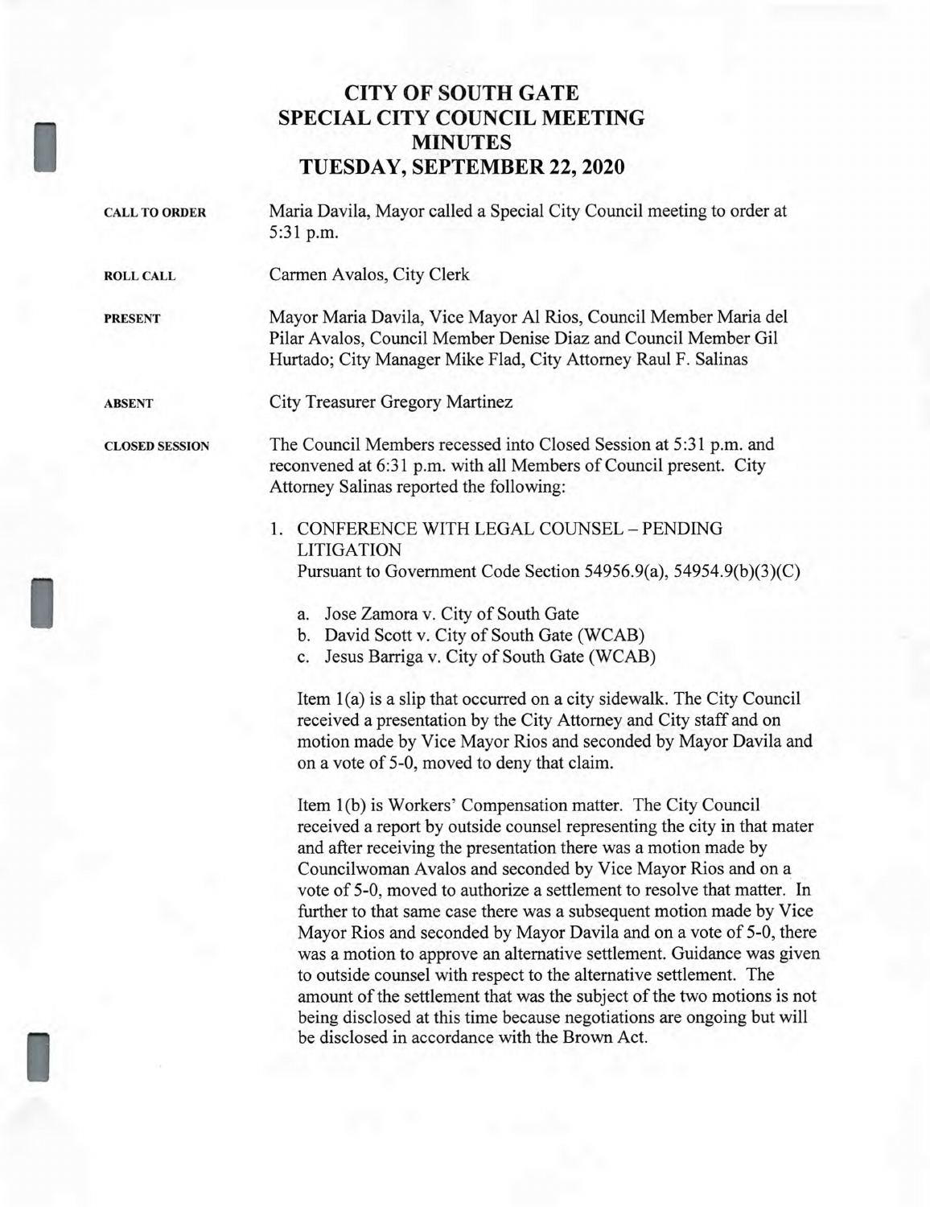# CITY OF SOUTH GATE
# SPECIAL CITY COUNCIL MEETING
# MINUTES
# TUESDAY, SEPTEMBER 22, 2020

**CALL TO ORDER**

Maria Davila, Mayor called a Special City Council meeting to order at 5:31 p.m.

**ROLL CALL**

Carmen Avalos, City Clerk

**PRESENT**

Mayor Maria Davila, Vice Mayor Al Rios, Council Member Maria del Pilar Avalos, Council Member Denise Diaz and Council Member Gil Hurtado; City Manager Mike Flad, City Attorney Raul F. Salinas

**ABSENT**

City Treasurer Gregory Martinez

**CLOSED SESSION**

The Council Members recessed into Closed Session at 5:31 p.m. and reconvened at 6:31 p.m. with all Members of Council present. City Attorney Salinas reported the following:

1. CONFERENCE WITH LEGAL COUNSEL – PENDING LITIGATION
   Pursuant to Government Code Section 54956.9(a), 54954.9(b)(3)(C)

   a. Jose Zamora v. City of South Gate
   b. David Scott v. City of South Gate (WCAB)
   c. Jesus Barriga v. City of South Gate (WCAB)

   Item 1(a) is a slip that occurred on a city sidewalk. The City Council received a presentation by the City Attorney and City staff and on motion made by Vice Mayor Rios and seconded by Mayor Davila and on a vote of 5-0, moved to deny that claim.

   Item 1(b) is Workers' Compensation matter. The City Council received a report by outside counsel representing the city in that mater and after receiving the presentation there was a motion made by Councilwoman Avalos and seconded by Vice Mayor Rios and on a vote of 5-0, moved to authorize a settlement to resolve that matter. In further to that same case there was a subsequent motion made by Vice Mayor Rios and seconded by Mayor Davila and on a vote of 5-0, there was a motion to approve an alternative settlement. Guidance was given to outside counsel with respect to the alternative settlement. The amount of the settlement that was the subject of the two motions is not being disclosed at this time because negotiations are ongoing but will be disclosed in accordance with the Brown Act.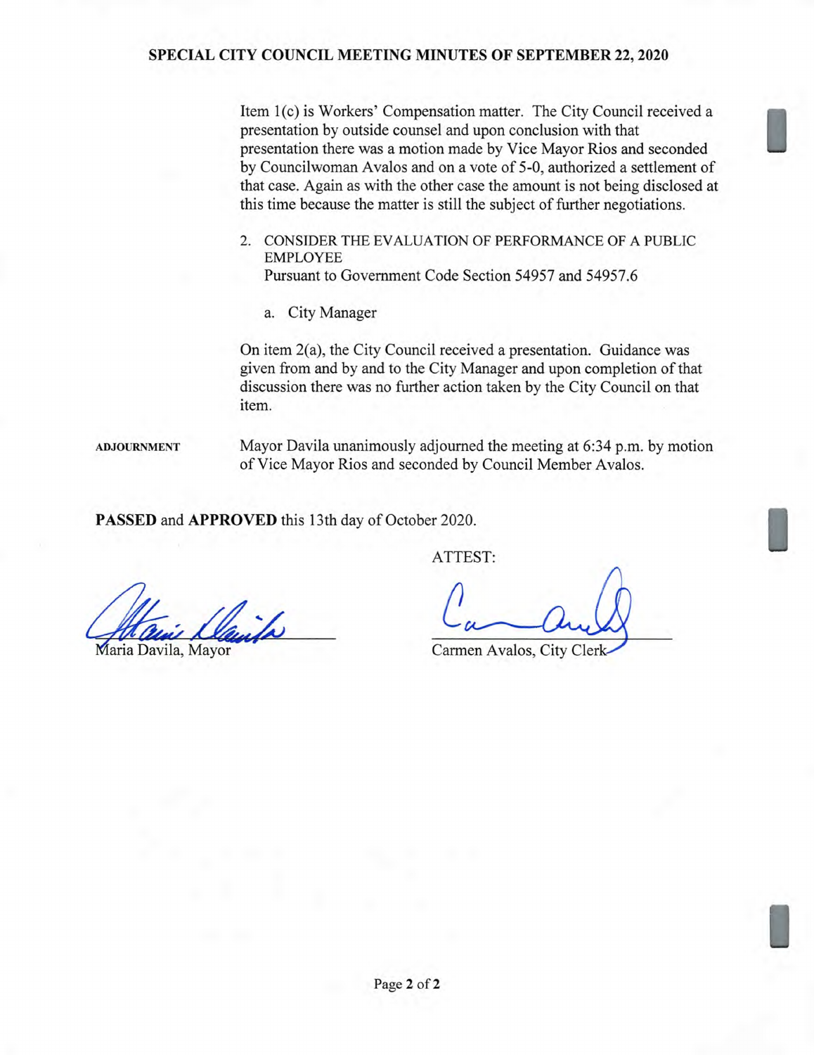Item 1(c) is Workers' Compensation matter. The City Council received a presentation by outside counsel and upon conclusion with that presentation there was a motion made by Vice Mayor Rios and seconded by Councilwoman Avalos and on a vote of 5-0, authorized a settlement of that case. Again as with the other case the amount is not being disclosed at this time because the matter is still the subject of further negotiations.

2. CONSIDER THE EVALUATION OF PERFORMANCE OF A PUBLIC EMPLOYEE
   Pursuant to Government Code Section 54957 and 54957.6

   a. City Manager

On item 2(a), the City Council received a presentation. Guidance was given from and by and to the City Manager and upon completion of that discussion there was no further action taken by the City Council on that item.

**ADJOURNMENT** Mayor Davila unanimously adjourned the meeting at 6:34 p.m. by motion of Vice Mayor Rios and seconded by Council Member Avalos.

**PASSED** and **APPROVED** this 13th day of October 2020.

ATTEST:

Maria Davila, Mayor

Carmen Avalos, City Clerk